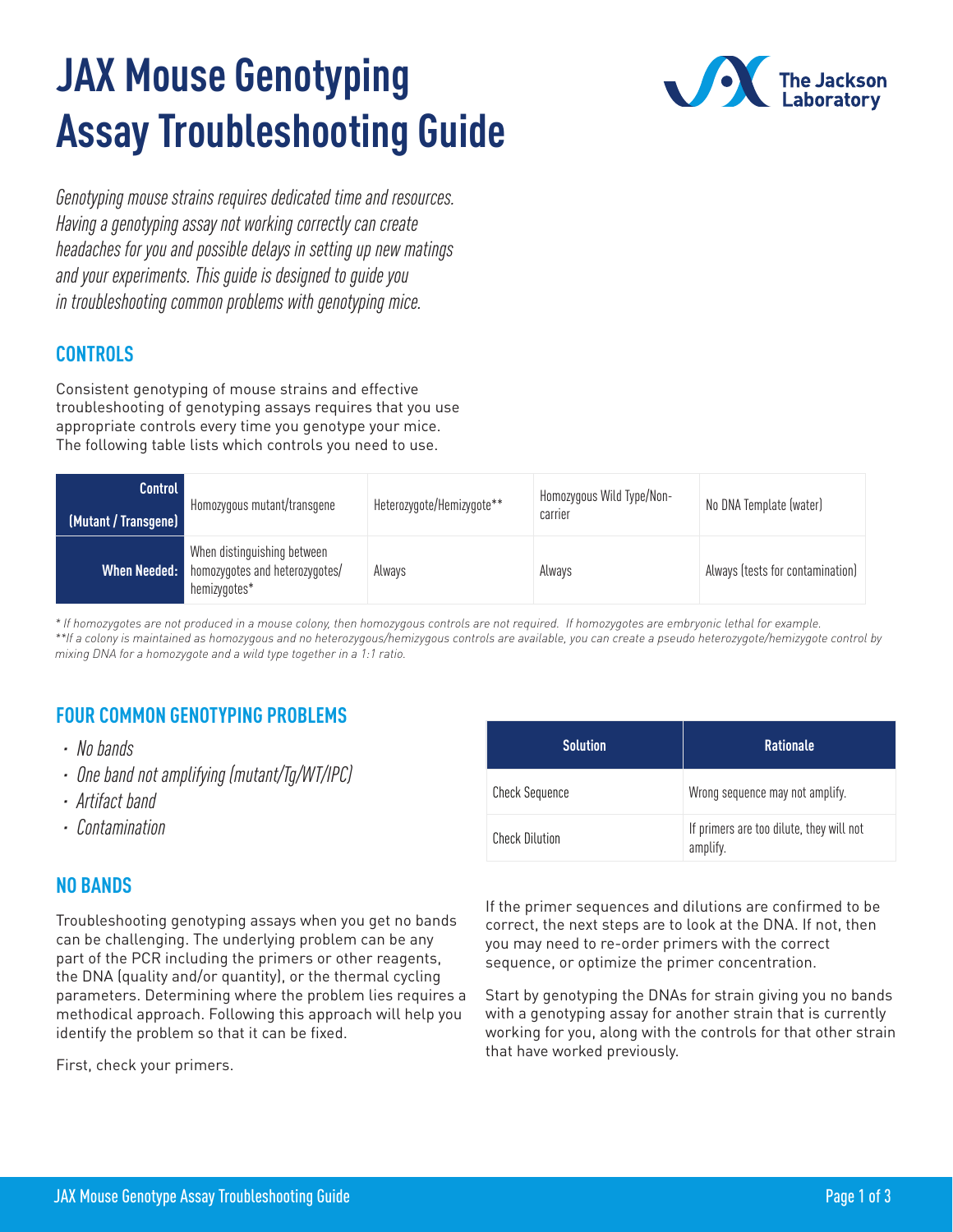# JAX Mouse Genotyping Assay Troubleshooting Guide

*Genotyping mouse strains requires dedicated time and resources. Having a genotyping assay not working correctly can create headaches for you and possible delays in setting up new matings and your experiments. This guide is designed to guide you in troubleshooting common problems with genotyping mice.*

## CONTROLS

Consistent genotyping of mouse strains and effective troubleshooting of genotyping assays requires that you use appropriate controls every time you genotype your mice. The following table lists which controls you need to use.

| Control (Mutant / Transgene) | Homozygous mutant/transgene | Heterozygote/Hemizygote** | Homozygous Wild Type/Non-carrier | No DNA Template (water) |
|---|---|---|---|---|
| **When Needed:** | When distinguishing between homozygotes and heterozygotes/ hemizygotes* | Always | Always | Always (tests for contamination) |

*\* If homozygotes are not produced in a mouse colony, then homozygous controls are not required. If homozygotes are embryonic lethal for example.*
*\*\*If a colony is maintained as homozygous and no heterozygous/hemizygous controls are available, you can create a pseudo heterozygote/hemizygote control by mixing DNA for a homozygote and a wild type together in a 1:1 ratio.*

## FOUR COMMON GENOTYPING PROBLEMS

- *No bands*
- *One band not amplifying (mutant/Tg/WT/IPC)*
- *Artifact band*
- *Contamination*

## NO BANDS

Troubleshooting genotyping assays when you get no bands can be challenging. The underlying problem can be any part of the PCR including the primers or other reagents, the DNA (quality and/or quantity), or the thermal cycling parameters. Determining where the problem lies requires a methodical approach. Following this approach will help you identify the problem so that it can be fixed.

First, check your primers.

| Solution | Rationale |
|---|---|
| Check Sequence | Wrong sequence may not amplify. |
| Check Dilution | If primers are too dilute, they will not amplify. |

If the primer sequences and dilutions are confirmed to be correct, the next steps are to look at the DNA. If not, then you may need to re-order primers with the correct sequence, or optimize the primer concentration.

Start by genotyping the DNAs for strain giving you no bands with a genotyping assay for another strain that is currently working for you, along with the controls for that other strain that have worked previously.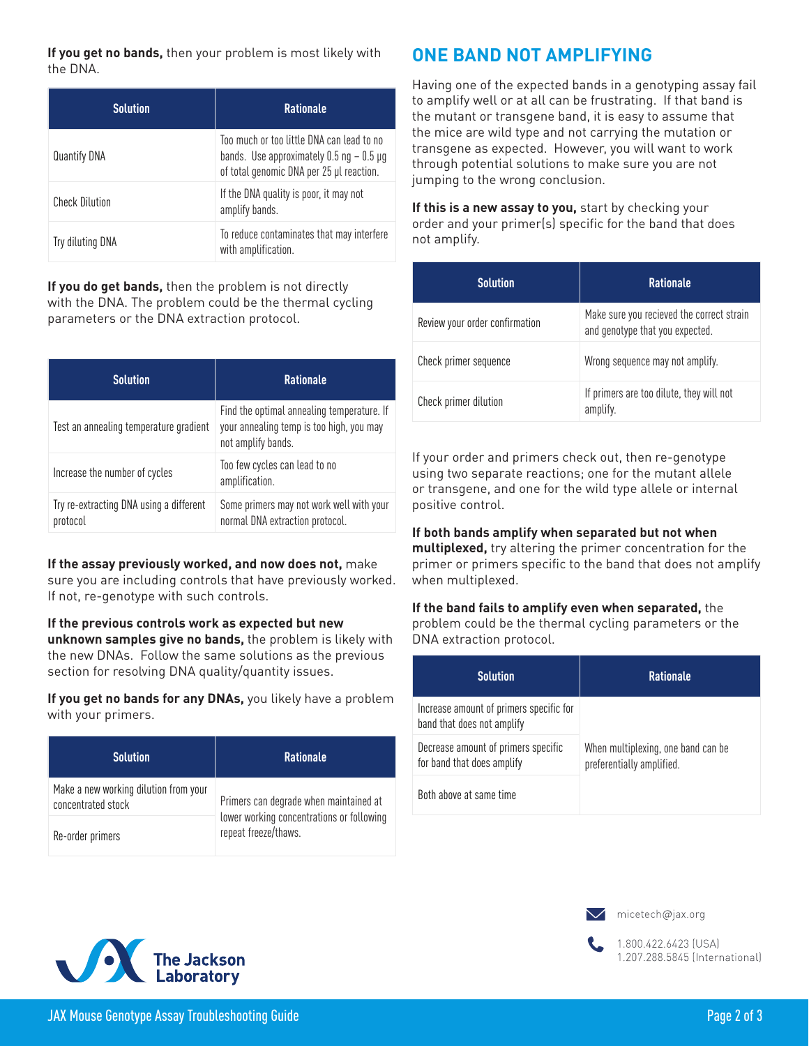**If you get no bands,** then your problem is most likely with the DNA.

| Solution | Rationale |
|---|---|
| Quantify DNA | Too much or too little DNA can lead to no bands. Use approximately 0.5 ng – 0.5 µg of total genomic DNA per 25 µl reaction. |
| Check Dilution | If the DNA quality is poor, it may not amplify bands. |
| Try diluting DNA | To reduce contaminates that may interfere with amplification. |

**If you do get bands,** then the problem is not directly with the DNA. The problem could be the thermal cycling parameters or the DNA extraction protocol.

| Solution | Rationale |
|---|---|
| Test an annealing temperature gradient | Find the optimal annealing temperature. If your annealing temp is too high, you may not amplify bands. |
| Increase the number of cycles | Too few cycles can lead to no amplification. |
| Try re-extracting DNA using a different protocol | Some primers may not work well with your normal DNA extraction protocol. |

**If the assay previously worked, and now does not,** make sure you are including controls that have previously worked. If not, re-genotype with such controls.

**If the previous controls work as expected but new unknown samples give no bands,** the problem is likely with the new DNAs. Follow the same solutions as the previous section for resolving DNA quality/quantity issues.

**If you get no bands for any DNAs,** you likely have a problem with your primers.

| Solution | Rationale |
|---|---|
| Make a new working dilution from your concentrated stock | Primers can degrade when maintained at lower working concentrations or following repeat freeze/thaws. |
| Re-order primers | |

## ONE BAND NOT AMPLIFYING

Having one of the expected bands in a genotyping assay fail to amplify well or at all can be frustrating. If that band is the mutant or transgene band, it is easy to assume that the mice are wild type and not carrying the mutation or transgene as expected. However, you will want to work through potential solutions to make sure you are not jumping to the wrong conclusion.

**If this is a new assay to you,** start by checking your order and your primer(s) specific for the band that does not amplify.

| Solution | Rationale |
|---|---|
| Review your order confirmation | Make sure you recieved the correct strain and genotype that you expected. |
| Check primer sequence | Wrong sequence may not amplify. |
| Check primer dilution | If primers are too dilute, they will not amplify. |

If your order and primers check out, then re-genotype using two separate reactions; one for the mutant allele or transgene, and one for the wild type allele or internal positive control.

**If both bands amplify when separated but not when multiplexed,** try altering the primer concentration for the primer or primers specific to the band that does not amplify when multiplexed.

**If the band fails to amplify even when separated,** the problem could be the thermal cycling parameters or the DNA extraction protocol.

| Solution | Rationale |
|---|---|
| Increase amount of primers specific for band that does not amplify | When multiplexing, one band can be preferentially amplified. |
| Decrease amount of primers specific for band that does amplify | |
| Both above at same time | |

micetech@jax.org

1.800.422.6423 (USA)
1.207.288.5845 (International)

The Jackson Laboratory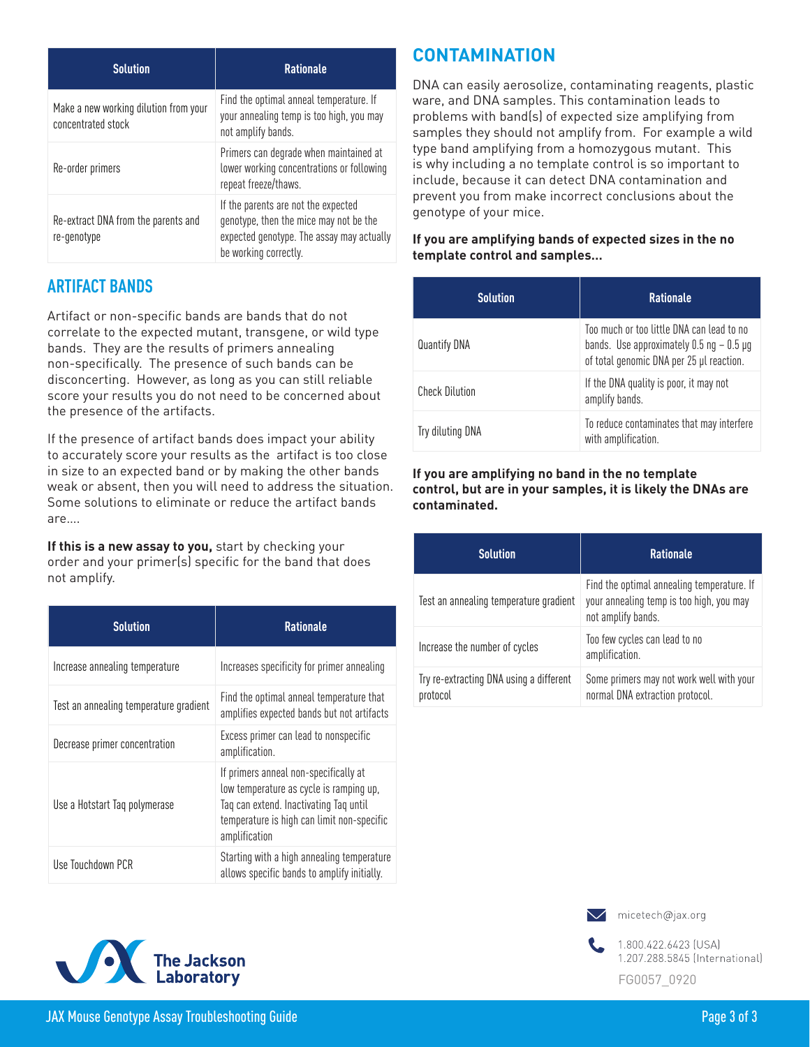| Solution | Rationale |
| --- | --- |
| Make a new working dilution from your concentrated stock | Find the optimal anneal temperature. If your annealing temp is too high, you may not amplify bands. |
| Re-order primers | Primers can degrade when maintained at lower working concentrations or following repeat freeze/thaws. |
| Re-extract DNA from the parents and re-genotype | If the parents are not the expected genotype, then the mice may not be the expected genotype. The assay may actually be working correctly. |

## ARTIFACT BANDS

Artifact or non-specific bands are bands that do not correlate to the expected mutant, transgene, or wild type bands. They are the results of primers annealing non-specifically. The presence of such bands can be disconcerting. However, as long as you can still reliable score your results you do not need to be concerned about the presence of the artifacts.

If the presence of artifact bands does impact your ability to accurately score your results as the artifact is too close in size to an expected band or by making the other bands weak or absent, then you will need to address the situation. Some solutions to eliminate or reduce the artifact bands are....

**If this is a new assay to you,** start by checking your order and your primer(s) specific for the band that does not amplify.

| Solution | Rationale |
| --- | --- |
| Increase annealing temperature | Increases specificity for primer annealing |
| Test an annealing temperature gradient | Find the optimal anneal temperature that amplifies expected bands but not artifacts |
| Decrease primer concentration | Excess primer can lead to nonspecific amplification. |
| Use a Hotstart Taq polymerase | If primers anneal non-specifically at low temperature as cycle is ramping up, Taq can extend. Inactivating Taq until temperature is high can limit non-specific amplification |
| Use Touchdown PCR | Starting with a high annealing temperature allows specific bands to amplify initially. |

## CONTAMINATION

DNA can easily aerosolize, contaminating reagents, plastic ware, and DNA samples. This contamination leads to problems with band(s) of expected size amplifying from samples they should not amplify from. For example a wild type band amplifying from a homozygous mutant. This is why including a no template control is so important to include, because it can detect DNA contamination and prevent you from make incorrect conclusions about the genotype of your mice.

**If you are amplifying bands of expected sizes in the no template control and samples...**

| Solution | Rationale |
| --- | --- |
| Quantify DNA | Too much or too little DNA can lead to no bands. Use approximately 0.5 ng – 0.5 µg of total genomic DNA per 25 µl reaction. |
| Check Dilution | If the DNA quality is poor, it may not amplify bands. |
| Try diluting DNA | To reduce contaminates that may interfere with amplification. |

**If you are amplifying no band in the no template control, but are in your samples, it is likely the DNAs are contaminated.**

| Solution | Rationale |
| --- | --- |
| Test an annealing temperature gradient | Find the optimal annealing temperature. If your annealing temp is too high, you may not amplify bands. |
| Increase the number of cycles | Too few cycles can lead to no amplification. |
| Try re-extracting DNA using a different protocol | Some primers may not work well with your normal DNA extraction protocol. |

The Jackson Laboratory

micetech@jax.org

1.800.422.6423 (USA)
1.207.288.5845 (International)

FG0057_0920